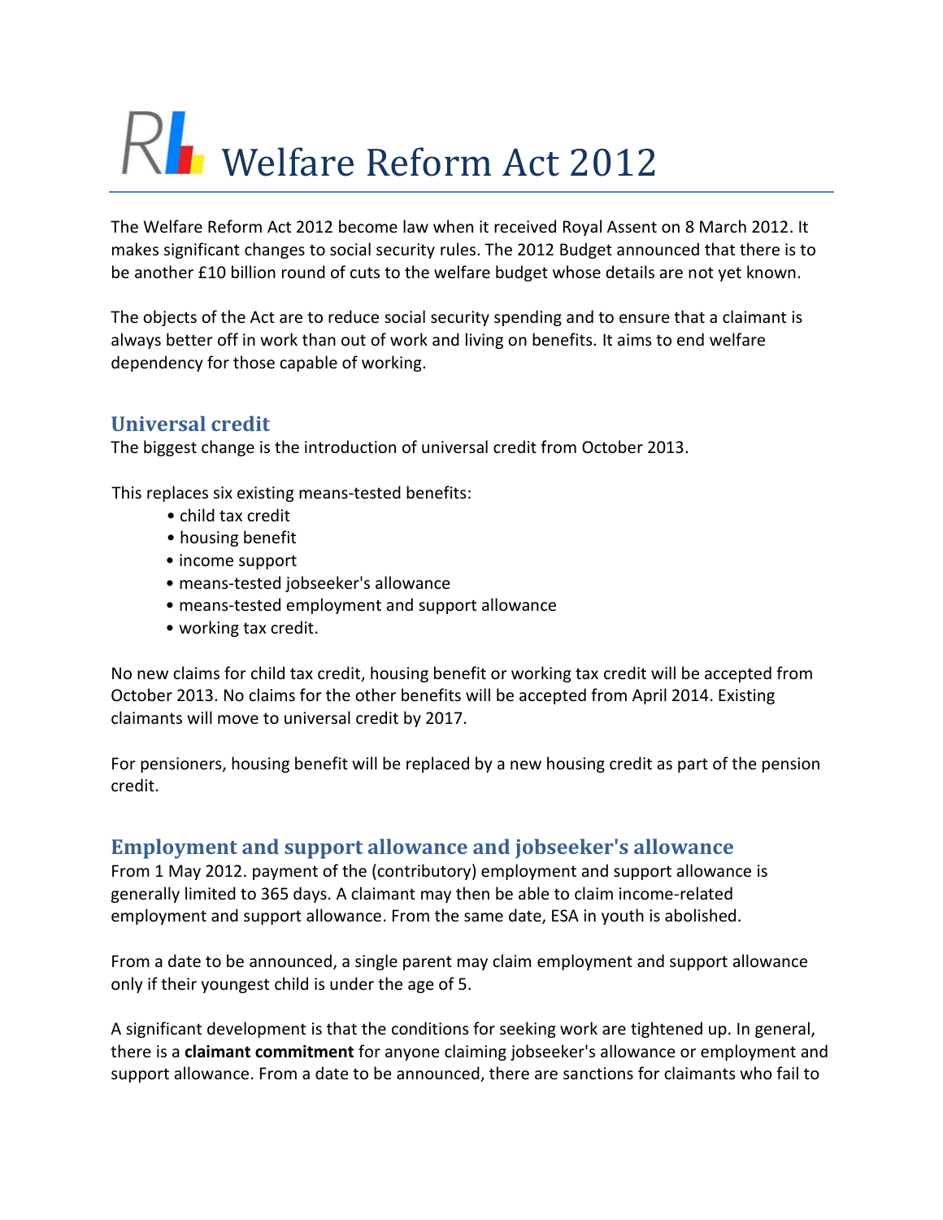# Welfare Reform Act 2012

The Welfare Reform Act 2012 become law when it received Royal Assent on 8 March 2012. It makes significant changes to social security rules. The 2012 Budget announced that there is to be another £10 billion round of cuts to the welfare budget whose details are not yet known.

The objects of the Act are to reduce social security spending and to ensure that a claimant is always better off in work than out of work and living on benefits. It aims to end welfare dependency for those capable of working.

## Universal credit

The biggest change is the introduction of universal credit from October 2013.

This replaces six existing means-tested benefits:

- child tax credit
- housing benefit
- income support
- means-tested jobseeker's allowance
- means-tested employment and support allowance
- working tax credit.

No new claims for child tax credit, housing benefit or working tax credit will be accepted from October 2013. No claims for the other benefits will be accepted from April 2014. Existing claimants will move to universal credit by 2017.

For pensioners, housing benefit will be replaced by a new housing credit as part of the pension credit.

## Employment and support allowance and jobseeker's allowance

From 1 May 2012. payment of the (contributory) employment and support allowance is generally limited to 365 days. A claimant may then be able to claim income-related employment and support allowance. From the same date, ESA in youth is abolished.

From a date to be announced, a single parent may claim employment and support allowance only if their youngest child is under the age of 5.

A significant development is that the conditions for seeking work are tightened up. In general, there is a **claimant commitment** for anyone claiming jobseeker's allowance or employment and support allowance. From a date to be announced, there are sanctions for claimants who fail to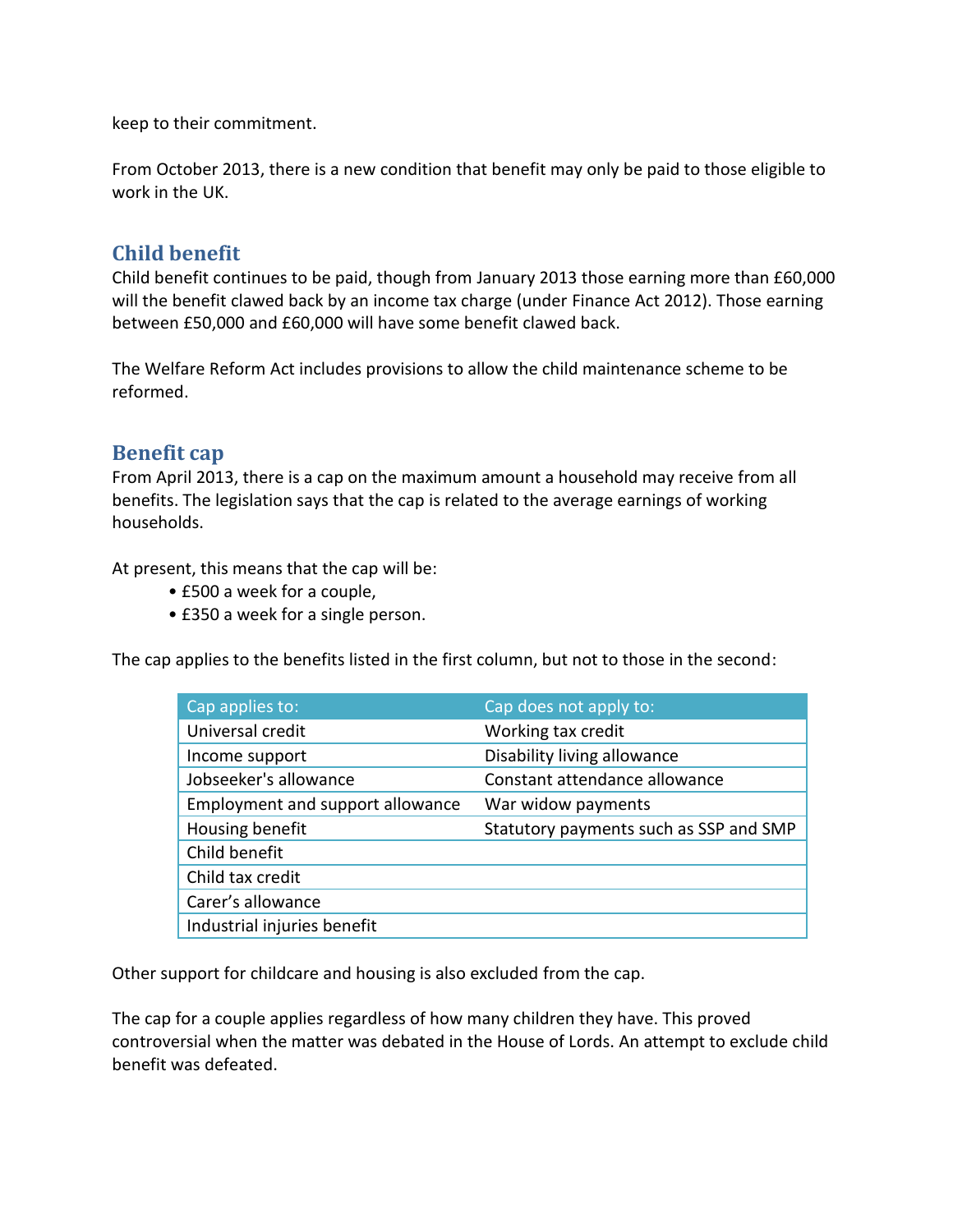keep to their commitment.

From October 2013, there is a new condition that benefit may only be paid to those eligible to work in the UK.

## Child benefit

Child benefit continues to be paid, though from January 2013 those earning more than £60,000 will the benefit clawed back by an income tax charge (under Finance Act 2012). Those earning between £50,000 and £60,000 will have some benefit clawed back.

The Welfare Reform Act includes provisions to allow the child maintenance scheme to be reformed.

## Benefit cap

From April 2013, there is a cap on the maximum amount a household may receive from all benefits. The legislation says that the cap is related to the average earnings of working households.

At present, this means that the cap will be:

- £500 a week for a couple,
- £350 a week for a single person.

The cap applies to the benefits listed in the first column, but not to those in the second:

| Cap applies to: | Cap does not apply to: |
|---|---|
| Universal credit | Working tax credit |
| Income support | Disability living allowance |
| Jobseeker's allowance | Constant attendance allowance |
| Employment and support allowance | War widow payments |
| Housing benefit | Statutory payments such as SSP and SMP |
| Child benefit | |
| Child tax credit | |
| Carer's allowance | |
| Industrial injuries benefit | |

Other support for childcare and housing is also excluded from the cap.

The cap for a couple applies regardless of how many children they have. This proved controversial when the matter was debated in the House of Lords. An attempt to exclude child benefit was defeated.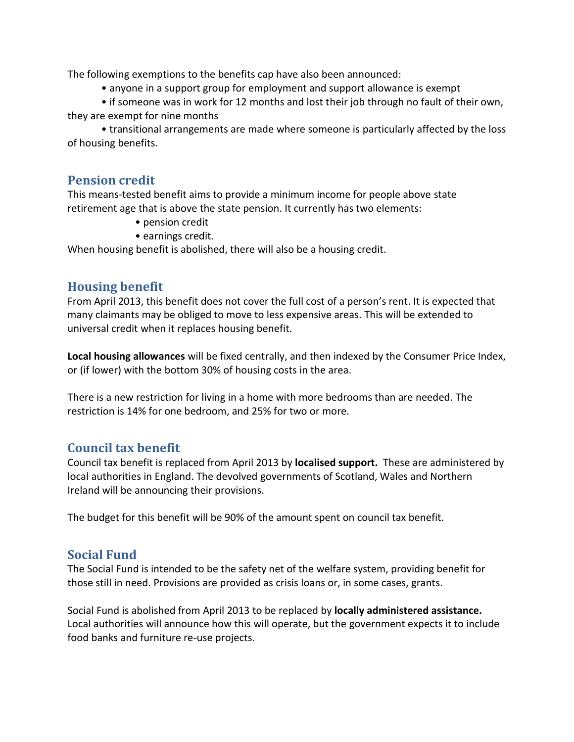The following exemptions to the benefits cap have also been announced:

- anyone in a support group for employment and support allowance is exempt
- if someone was in work for 12 months and lost their job through no fault of their own, they are exempt for nine months
- transitional arrangements are made where someone is particularly affected by the loss of housing benefits.

## Pension credit

This means-tested benefit aims to provide a minimum income for people above state retirement age that is above the state pension. It currently has two elements:

- pension credit
- earnings credit.

When housing benefit is abolished, there will also be a housing credit.

## Housing benefit

From April 2013, this benefit does not cover the full cost of a person's rent. It is expected that many claimants may be obliged to move to less expensive areas. This will be extended to universal credit when it replaces housing benefit.

**Local housing allowances** will be fixed centrally, and then indexed by the Consumer Price Index, or (if lower) with the bottom 30% of housing costs in the area.

There is a new restriction for living in a home with more bedrooms than are needed. The restriction is 14% for one bedroom, and 25% for two or more.

## Council tax benefit

Council tax benefit is replaced from April 2013 by **localised support.** These are administered by local authorities in England. The devolved governments of Scotland, Wales and Northern Ireland will be announcing their provisions.

The budget for this benefit will be 90% of the amount spent on council tax benefit.

## Social Fund

The Social Fund is intended to be the safety net of the welfare system, providing benefit for those still in need. Provisions are provided as crisis loans or, in some cases, grants.

Social Fund is abolished from April 2013 to be replaced by **locally administered assistance.** Local authorities will announce how this will operate, but the government expects it to include food banks and furniture re-use projects.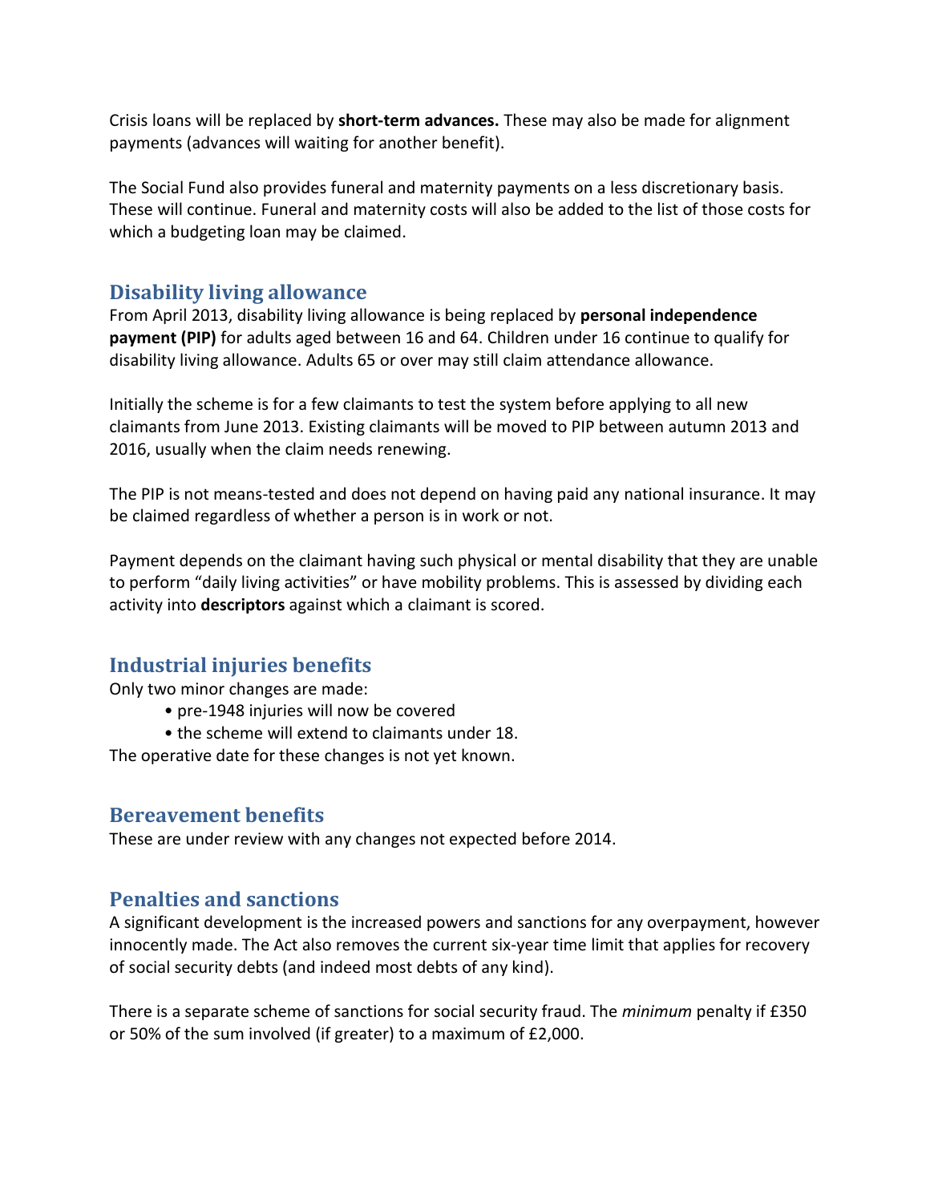Crisis loans will be replaced by **short-term advances.** These may also be made for alignment payments (advances will waiting for another benefit).

The Social Fund also provides funeral and maternity payments on a less discretionary basis. These will continue. Funeral and maternity costs will also be added to the list of those costs for which a budgeting loan may be claimed.

## Disability living allowance

From April 2013, disability living allowance is being replaced by **personal independence payment (PIP)** for adults aged between 16 and 64. Children under 16 continue to qualify for disability living allowance. Adults 65 or over may still claim attendance allowance.

Initially the scheme is for a few claimants to test the system before applying to all new claimants from June 2013. Existing claimants will be moved to PIP between autumn 2013 and 2016, usually when the claim needs renewing.

The PIP is not means-tested and does not depend on having paid any national insurance. It may be claimed regardless of whether a person is in work or not.

Payment depends on the claimant having such physical or mental disability that they are unable to perform "daily living activities" or have mobility problems. This is assessed by dividing each activity into **descriptors** against which a claimant is scored.

## Industrial injuries benefits

Only two minor changes are made:

- pre-1948 injuries will now be covered
- the scheme will extend to claimants under 18.

The operative date for these changes is not yet known.

## Bereavement benefits

These are under review with any changes not expected before 2014.

## Penalties and sanctions

A significant development is the increased powers and sanctions for any overpayment, however innocently made. The Act also removes the current six-year time limit that applies for recovery of social security debts (and indeed most debts of any kind).

There is a separate scheme of sanctions for social security fraud. The *minimum* penalty if £350 or 50% of the sum involved (if greater) to a maximum of £2,000.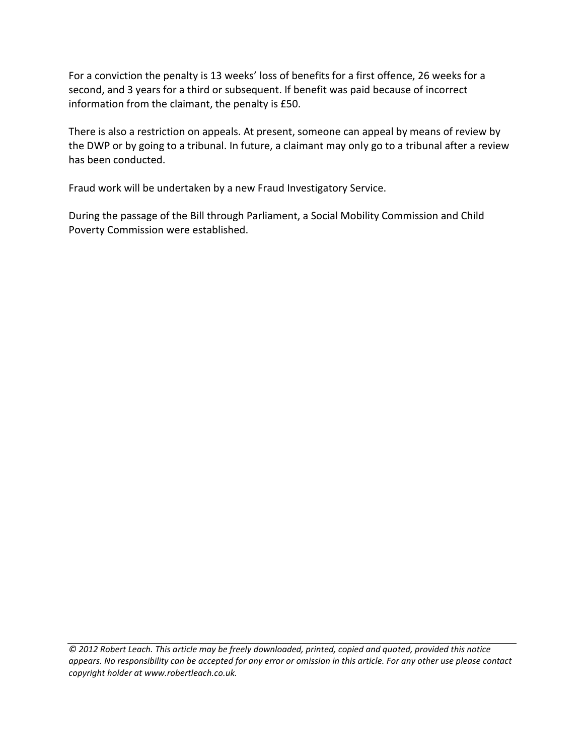For a conviction the penalty is 13 weeks' loss of benefits for a first offence, 26 weeks for a second, and 3 years for a third or subsequent. If benefit was paid because of incorrect information from the claimant, the penalty is £50.

There is also a restriction on appeals. At present, someone can appeal by means of review by the DWP or by going to a tribunal. In future, a claimant may only go to a tribunal after a review has been conducted.

Fraud work will be undertaken by a new Fraud Investigatory Service.

During the passage of the Bill through Parliament, a Social Mobility Commission and Child Poverty Commission were established.

*© 2012 Robert Leach. This article may be freely downloaded, printed, copied and quoted, provided this notice appears. No responsibility can be accepted for any error or omission in this article. For any other use please contact copyright holder at www.robertleach.co.uk.*